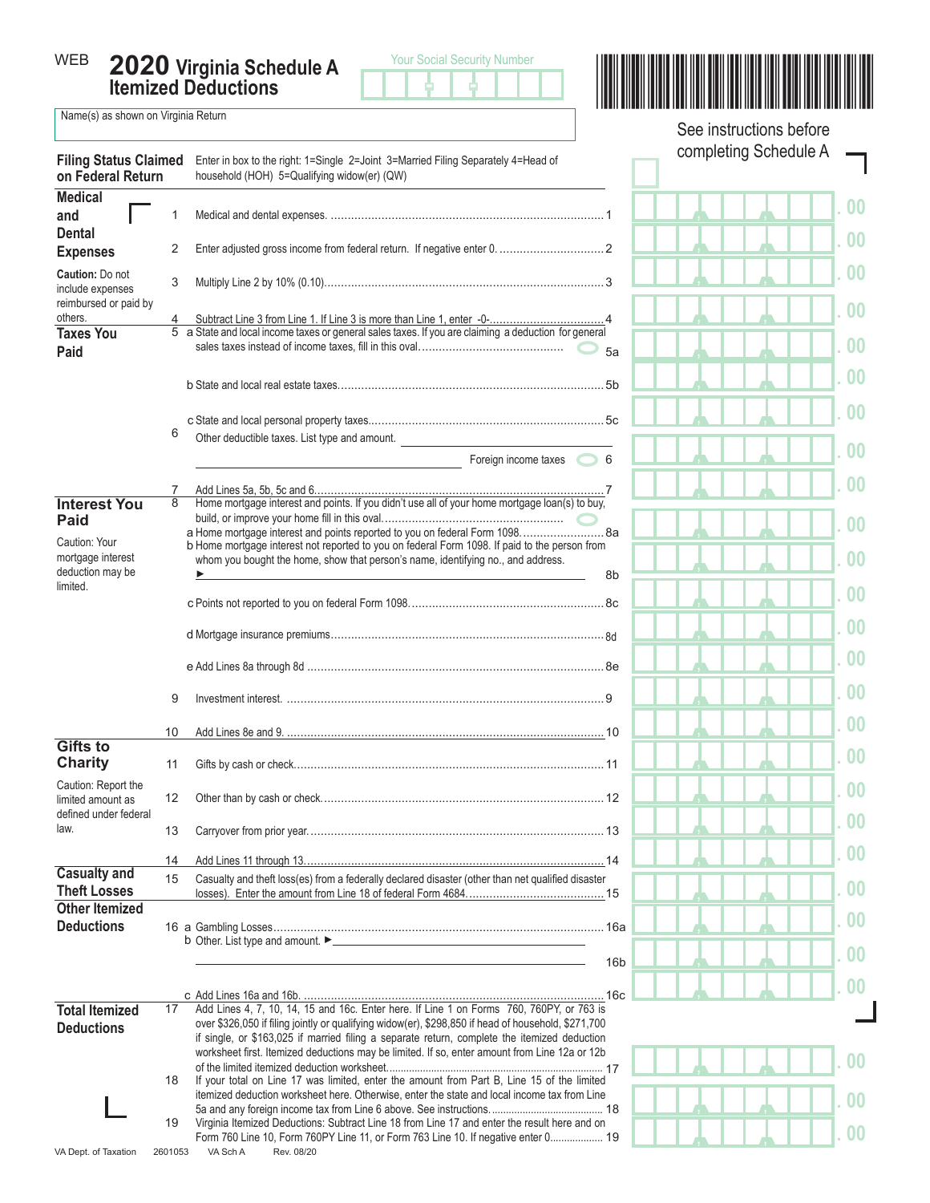WEB

# 2020 Virginia Schedule A Itemized Deductions

Your Social Security Number

Name(s) as shown on Virginia Return

See instructions before completing Schedule A

**Filing Status Claimed on Federal Return** — Enter in box to the right: 1=Single 2=Joint 3=Married Filing Separately 4=Head of household (HOH) 5=Qualifying widow(er) (QW)

## Medical and Dental Expenses

Caution: Do not include expenses reimbursed or paid by others.

| Line | Description | Amount |
|---|---|---|
| 1 | Medical and dental expenses. | .00 |
| 2 | Enter adjusted gross income from federal return. If negative enter 0. | .00 |
| 3 | Multiply Line 2 by 10% (0.10). | .00 |
| 4 | Subtract Line 3 from Line 1. If Line 3 is more than Line 1, enter -0-. | .00 |

## Taxes You Paid

| Line | Description | Amount |
|---|---|---|
| 5a | State and local income taxes or general sales taxes. If you are claiming a deduction for general sales taxes instead of income taxes, fill in this oval. | .00 |
| 5b | State and local real estate taxes. | .00 |
| 5c | State and local personal property taxes. | .00 |
| 6 | Other deductible taxes. List type and amount. ______ Foreign income taxes ⬭ | .00 |
| 7 | Add Lines 5a, 5b, 5c and 6. | .00 |

## Interest You Paid

Caution: Your mortgage interest deduction may be limited.

| Line | Description | Amount |
|---|---|---|
| 8 | Home mortgage interest and points. If you didn't use all of your home mortgage loan(s) to buy, build, or improve your home fill in this oval. | |
| 8a | Home mortgage interest and points reported to you on federal Form 1098. | .00 |
| 8b | Home mortgage interest not reported to you on federal Form 1098. If paid to the person from whom you bought the home, show that person's name, identifying no., and address. ► ______ | .00 |
| 8c | Points not reported to you on federal Form 1098. | .00 |
| 8d | Mortgage insurance premiums. | .00 |
| 8e | Add Lines 8a through 8d | .00 |
| 9 | Investment interest. | .00 |
| 10 | Add Lines 8e and 9. | .00 |

## Gifts to Charity

Caution: Report the limited amount as defined under federal law.

| Line | Description | Amount |
|---|---|---|
| 11 | Gifts by cash or check. | .00 |
| 12 | Other than by cash or check. | .00 |
| 13 | Carryover from prior year. | .00 |
| 14 | Add Lines 11 through 13. | .00 |

## Casualty and Theft Losses

| Line | Description | Amount |
|---|---|---|
| 15 | Casualty and theft loss(es) from a federally declared disaster (other than net qualified disaster losses). Enter the amount from Line 18 of federal Form 4684. | .00 |

## Other Itemized Deductions

| Line | Description | Amount |
|---|---|---|
| 16a | Gambling Losses | .00 |
| 16b | Other. List type and amount. ► ______ | .00 |
| 16c | Add Lines 16a and 16b. | .00 |

## Total Itemized Deductions

| Line | Description | Amount |
|---|---|---|
| 17 | Add Lines 4, 7, 10, 14, 15 and 16c. Enter here. If Line 1 on Forms 760, 760PY, or 763 is over $326,050 if filing jointly or qualifying widow(er), $298,850 if head of household, $271,700 if single, or $163,025 if married filing a separate return, complete the itemized deduction worksheet first. Itemized deductions may be limited. If so, enter amount from Line 12a or 12b of the limited itemized deduction worksheet. | .00 |
| 18 | If your total on Line 17 was limited, enter the amount from Part B, Line 15 of the limited itemized deduction worksheet here. Otherwise, enter the state and local income tax from Line 5a and any foreign income tax from Line 6 above. See instructions. | .00 |
| 19 | Virginia Itemized Deductions: Subtract Line 18 from Line 17 and enter the result here and on Form 760 Line 10, Form 760PY Line 11, or Form 763 Line 10. If negative enter 0 | .00 |

VA Dept. of Taxation 2601053 VA Sch A Rev. 08/20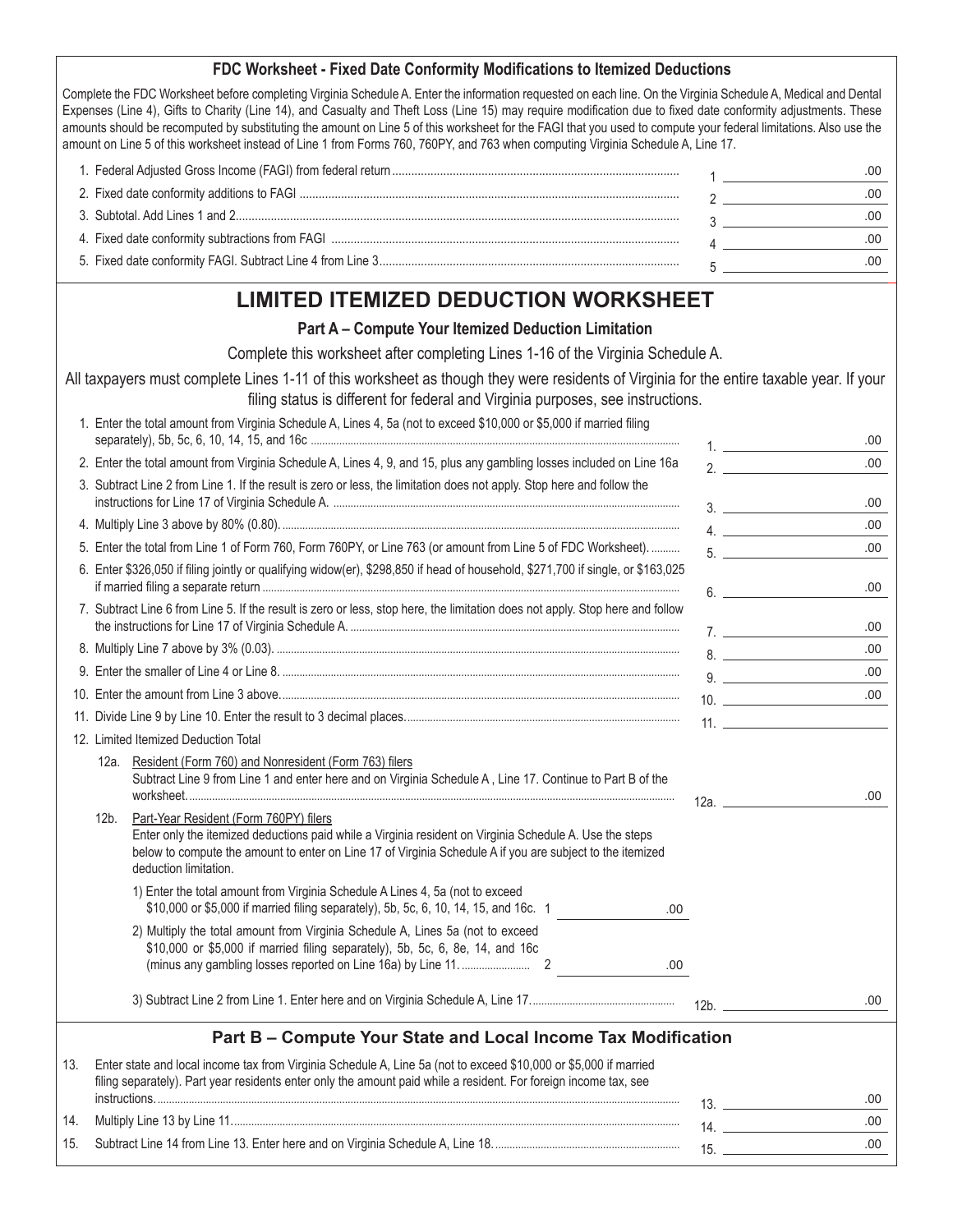## FDC Worksheet - Fixed Date Conformity Modifications to Itemized Deductions

Complete the FDC Worksheet before completing Virginia Schedule A. Enter the information requested on each line. On the Virginia Schedule A, Medical and Dental Expenses (Line 4), Gifts to Charity (Line 14), and Casualty and Theft Loss (Line 15) may require modification due to fixed date conformity adjustments. These amounts should be recomputed by substituting the amount on Line 5 of this worksheet for the FAGI that you used to compute your federal limitations. Also use the amount on Line 5 of this worksheet instead of Line 1 from Forms 760, 760PY, and 763 when computing Virginia Schedule A, Line 17.

1. Federal Adjusted Gross Income (FAGI) from federal return ........ 1 ________ .00
2. Fixed date conformity additions to FAGI ........ 2 ________ .00
3. Subtotal. Add Lines 1 and 2........ 3 ________ .00
4. Fixed date conformity subtractions from FAGI ........ 4 ________ .00
5. Fixed date conformity FAGI. Subtract Line 4 from Line 3........ 5 ________ .00

# LIMITED ITEMIZED DEDUCTION WORKSHEET

### Part A – Compute Your Itemized Deduction Limitation

Complete this worksheet after completing Lines 1-16 of the Virginia Schedule A.

All taxpayers must complete Lines 1-11 of this worksheet as though they were residents of Virginia for the entire taxable year. If your filing status is different for federal and Virginia purposes, see instructions.

1. Enter the total amount from Virginia Schedule A, Lines 4, 5a (not to exceed $10,000 or $5,000 if married filing separately), 5b, 5c, 6, 10, 14, 15, and 16c ........ 1. ________ .00
2. Enter the total amount from Virginia Schedule A, Lines 4, 9, and 15, plus any gambling losses included on Line 16a ........ 2. ________ .00
3. Subtract Line 2 from Line 1. If the result is zero or less, the limitation does not apply. Stop here and follow the instructions for Line 17 of Virginia Schedule A. ........ 3. ________ .00
4. Multiply Line 3 above by 80% (0.80)........ 4. ________ .00
5. Enter the total from Line 1 of Form 760, Form 760PY, or Line 763 (or amount from Line 5 of FDC Worksheet). ........ 5. ________ .00
6. Enter $326,050 if filing jointly or qualifying widow(er), $298,850 if head of household, $271,700 if single, or $163,025 if married filing a separate return ........ 6. ________ .00
7. Subtract Line 6 from Line 5. If the result is zero or less, stop here, the limitation does not apply. Stop here and follow the instructions for Line 17 of Virginia Schedule A. ........ 7. ________ .00
8. Multiply Line 7 above by 3% (0.03). ........ 8. ________ .00
9. Enter the smaller of Line 4 or Line 8. ........ 9. ________ .00
10. Enter the amount from Line 3 above........ 10. ________ .00
11. Divide Line 9 by Line 10. Enter the result to 3 decimal places........ 11. ________
12. Limited Itemized Deduction Total

    12a. Resident (Form 760) and Nonresident (Form 763) filers
    Subtract Line 9 from Line 1 and enter here and on Virginia Schedule A , Line 17. Continue to Part B of the worksheet........ 12a. ________ .00

    12b. Part-Year Resident (Form 760PY) filers
    Enter only the itemized deductions paid while a Virginia resident on Virginia Schedule A. Use the steps below to compute the amount to enter on Line 17 of Virginia Schedule A if you are subject to the itemized deduction limitation.

    1) Enter the total amount from Virginia Schedule A Lines 4, 5a (not to exceed $10,000 or $5,000 if married filing separately), 5b, 5c, 6, 10, 14, 15, and 16c. 1 ________ .00

    2) Multiply the total amount from Virginia Schedule A, Lines 5a (not to exceed $10,000 or $5,000 if married filing separately), 5b, 5c, 6, 8e, 14, and 16c (minus any gambling losses reported on Line 16a) by Line 11. ........ 2 ________ .00

    3) Subtract Line 2 from Line 1. Enter here and on Virginia Schedule A, Line 17........ 12b. ________ .00

### Part B – Compute Your State and Local Income Tax Modification

13. Enter state and local income tax from Virginia Schedule A, Line 5a (not to exceed $10,000 or $5,000 if married filing separately). Part year residents enter only the amount paid while a resident. For foreign income tax, see instructions........ 13. ________ .00
14. Multiply Line 13 by Line 11........ 14. ________ .00
15. Subtract Line 14 from Line 13. Enter here and on Virginia Schedule A, Line 18........ 15. ________ .00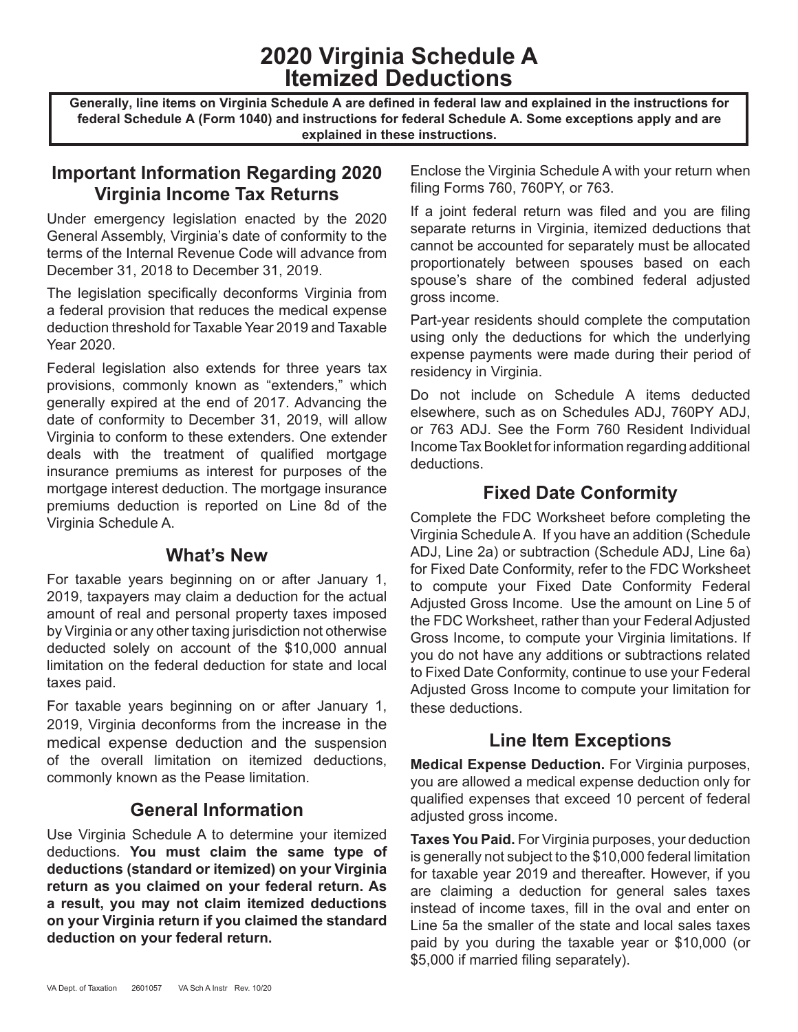# 2020 Virginia Schedule A Itemized Deductions

**Generally, line items on Virginia Schedule A are defined in federal law and explained in the instructions for federal Schedule A (Form 1040) and instructions for federal Schedule A. Some exceptions apply and are explained in these instructions.**

## Important Information Regarding 2020 Virginia Income Tax Returns

Under emergency legislation enacted by the 2020 General Assembly, Virginia's date of conformity to the terms of the Internal Revenue Code will advance from December 31, 2018 to December 31, 2019.

The legislation specifically deconforms Virginia from a federal provision that reduces the medical expense deduction threshold for Taxable Year 2019 and Taxable Year 2020.

Federal legislation also extends for three years tax provisions, commonly known as "extenders," which generally expired at the end of 2017. Advancing the date of conformity to December 31, 2019, will allow Virginia to conform to these extenders. One extender deals with the treatment of qualified mortgage insurance premiums as interest for purposes of the mortgage interest deduction. The mortgage insurance premiums deduction is reported on Line 8d of the Virginia Schedule A.

## What's New

For taxable years beginning on or after January 1, 2019, taxpayers may claim a deduction for the actual amount of real and personal property taxes imposed by Virginia or any other taxing jurisdiction not otherwise deducted solely on account of the $10,000 annual limitation on the federal deduction for state and local taxes paid.

For taxable years beginning on or after January 1, 2019, Virginia deconforms from the increase in the medical expense deduction and the suspension of the overall limitation on itemized deductions, commonly known as the Pease limitation.

## General Information

Use Virginia Schedule A to determine your itemized deductions. **You must claim the same type of deductions (standard or itemized) on your Virginia return as you claimed on your federal return. As a result, you may not claim itemized deductions on your Virginia return if you claimed the standard deduction on your federal return.**

Enclose the Virginia Schedule A with your return when filing Forms 760, 760PY, or 763.

If a joint federal return was filed and you are filing separate returns in Virginia, itemized deductions that cannot be accounted for separately must be allocated proportionately between spouses based on each spouse's share of the combined federal adjusted gross income.

Part-year residents should complete the computation using only the deductions for which the underlying expense payments were made during their period of residency in Virginia.

Do not include on Schedule A items deducted elsewhere, such as on Schedules ADJ, 760PY ADJ, or 763 ADJ. See the Form 760 Resident Individual Income Tax Booklet for information regarding additional deductions.

## Fixed Date Conformity

Complete the FDC Worksheet before completing the Virginia Schedule A. If you have an addition (Schedule ADJ, Line 2a) or subtraction (Schedule ADJ, Line 6a) for Fixed Date Conformity, refer to the FDC Worksheet to compute your Fixed Date Conformity Federal Adjusted Gross Income. Use the amount on Line 5 of the FDC Worksheet, rather than your Federal Adjusted Gross Income, to compute your Virginia limitations. If you do not have any additions or subtractions related to Fixed Date Conformity, continue to use your Federal Adjusted Gross Income to compute your limitation for these deductions.

## Line Item Exceptions

**Medical Expense Deduction.** For Virginia purposes, you are allowed a medical expense deduction only for qualified expenses that exceed 10 percent of federal adjusted gross income.

**Taxes You Paid.** For Virginia purposes, your deduction is generally not subject to the $10,000 federal limitation for taxable year 2019 and thereafter. However, if you are claiming a deduction for general sales taxes instead of income taxes, fill in the oval and enter on Line 5a the smaller of the state and local sales taxes paid by you during the taxable year or $10,000 (or $5,000 if married filing separately).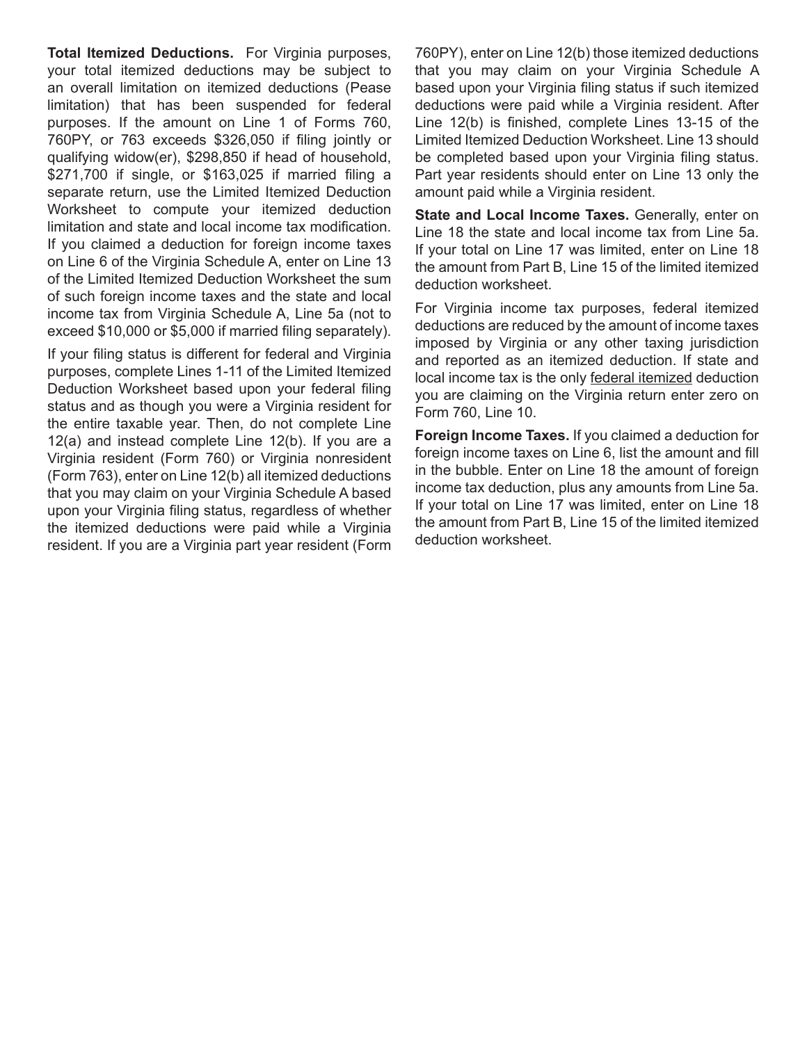**Total Itemized Deductions.** For Virginia purposes, your total itemized deductions may be subject to an overall limitation on itemized deductions (Pease limitation) that has been suspended for federal purposes. If the amount on Line 1 of Forms 760, 760PY, or 763 exceeds $326,050 if filing jointly or qualifying widow(er), $298,850 if head of household, $271,700 if single, or $163,025 if married filing a separate return, use the Limited Itemized Deduction Worksheet to compute your itemized deduction limitation and state and local income tax modification. If you claimed a deduction for foreign income taxes on Line 6 of the Virginia Schedule A, enter on Line 13 of the Limited Itemized Deduction Worksheet the sum of such foreign income taxes and the state and local income tax from Virginia Schedule A, Line 5a (not to exceed $10,000 or $5,000 if married filing separately).

If your filing status is different for federal and Virginia purposes, complete Lines 1-11 of the Limited Itemized Deduction Worksheet based upon your federal filing status and as though you were a Virginia resident for the entire taxable year. Then, do not complete Line 12(a) and instead complete Line 12(b). If you are a Virginia resident (Form 760) or Virginia nonresident (Form 763), enter on Line 12(b) all itemized deductions that you may claim on your Virginia Schedule A based upon your Virginia filing status, regardless of whether the itemized deductions were paid while a Virginia resident. If you are a Virginia part year resident (Form 760PY), enter on Line 12(b) those itemized deductions that you may claim on your Virginia Schedule A based upon your Virginia filing status if such itemized deductions were paid while a Virginia resident. After Line 12(b) is finished, complete Lines 13-15 of the Limited Itemized Deduction Worksheet. Line 13 should be completed based upon your Virginia filing status. Part year residents should enter on Line 13 only the amount paid while a Virginia resident.

**State and Local Income Taxes.** Generally, enter on Line 18 the state and local income tax from Line 5a. If your total on Line 17 was limited, enter on Line 18 the amount from Part B, Line 15 of the limited itemized deduction worksheet.

For Virginia income tax purposes, federal itemized deductions are reduced by the amount of income taxes imposed by Virginia or any other taxing jurisdiction and reported as an itemized deduction. If state and local income tax is the only federal itemized deduction you are claiming on the Virginia return enter zero on Form 760, Line 10.

**Foreign Income Taxes.** If you claimed a deduction for foreign income taxes on Line 6, list the amount and fill in the bubble. Enter on Line 18 the amount of foreign income tax deduction, plus any amounts from Line 5a. If your total on Line 17 was limited, enter on Line 18 the amount from Part B, Line 15 of the limited itemized deduction worksheet.